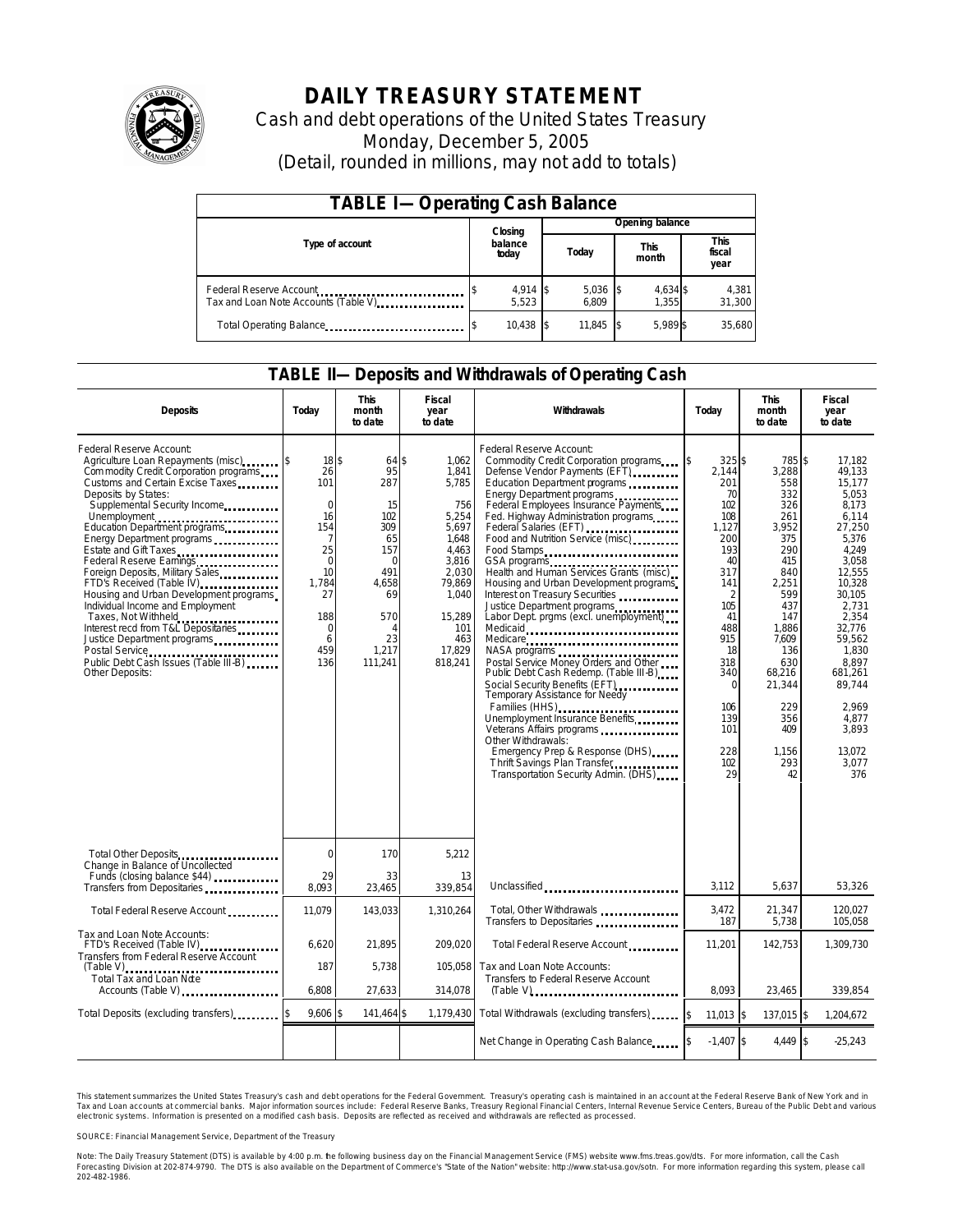# DAILY TREASURY STATEMENT

Cash and debt operations of the United States Treasury

Monday, December 5, 2005

(Detail, rounded in millions, may not add to totals)

## TABLE I—Operating Cash Balance

| Type of account | Closing balance today | Opening balance Today | Opening balance This month | Opening balance This fiscal year |
|---|---|---|---|---|
| Federal Reserve Account | $ 4,914 | $ 5,036 | $ 4,634 | $ 4,381 |
| Tax and Loan Note Accounts (Table V) | 5,523 | 6,809 | 1,355 | 31,300 |
| Total Operating Balance | $ 10,438 | $ 11,845 | $ 5,989 | $ 35,680 |

## TABLE II—Deposits and Withdrawals of Operating Cash

| Deposits | Today | This month to date | Fiscal year to date | Withdrawals | Today | This month to date | Fiscal year to date |
|---|---|---|---|---|---|---|---|
| Federal Reserve Account: | | | | Federal Reserve Account: | | | |
| Agriculture Loan Repayments (misc) | $ 18 | $ 64 | $ 1,062 | Commodity Credit Corporation programs | $ 325 | $ 785 | $ 17,182 |
| Commodity Credit Corporation programs | 26 | 95 | 1,841 | Defense Vendor Payments (EFT) | 2,144 | 3,288 | 49,133 |
| Customs and Certain Excise Taxes | 101 | 287 | 5,785 | Education Department programs | 201 | 558 | 15,177 |
| Deposits by States: | | | | Energy Department programs | 70 | 332 | 5,053 |
| Supplemental Security Income | 0 | 15 | 756 | Federal Employees Insurance Payments | 102 | 326 | 8,173 |
| Unemployment | 16 | 102 | 5,254 | Fed. Highway Administration programs | 108 | 261 | 6,114 |
| Education Department programs | 154 | 309 | 5,697 | Federal Salaries (EFT) | 1,127 | 3,952 | 27,250 |
| Energy Department programs | 7 | 65 | 1,648 | Food and Nutrition Service (misc) | 200 | 375 | 5,376 |
| Estate and Gift Taxes | 25 | 157 | 4,463 | Food Stamps | 193 | 290 | 4,249 |
| Federal Reserve Earnings | 0 | 0 | 3,816 | GSA programs | 40 | 415 | 3,058 |
| Foreign Deposits, Military Sales | 10 | 491 | 2,030 | Health and Human Services Grants (misc) | 317 | 840 | 12,555 |
| FTD's Received (Table IV) | 1,784 | 4,658 | 79,869 | Housing and Urban Development programs | 141 | 2,251 | 10,328 |
| Housing and Urban Development programs | 27 | 69 | 1,040 | Interest on Treasury Securities | 2 | 599 | 30,105 |
| Individual Income and Employment Taxes, Not Withheld | 188 | 570 | 15,289 | Justice Department programs | 105 | 437 | 2,731 |
| Interest recd from T&L Depositaries | 0 | 4 | 101 | Labor Dept. prgms (excl. unemployment) | 41 | 147 | 2,354 |
| Justice Department programs | 6 | 23 | 463 | Medicaid | 488 | 1,886 | 32,776 |
| Postal Service | 459 | 1,217 | 17,829 | Medicare | 915 | 7,609 | 59,562 |
| Public Debt Cash Issues (Table III-B) | 136 | 111,241 | 818,241 | NASA programs | 18 | 136 | 1,830 |
| Other Deposits: | | | | Postal Service Money Orders and Other | 318 | 630 | 8,897 |
| | | | | Public Debt Cash Redemp. (Table III-B) | 340 | 68,216 | 681,261 |
| | | | | Social Security Benefits (EFT) | 0 | 21,344 | 89,744 |
| | | | | Temporary Assistance for Needy Families (HHS) | 106 | 229 | 2,969 |
| | | | | Unemployment Insurance Benefits | 139 | 356 | 4,877 |
| | | | | Veterans Affairs programs | 101 | 409 | 3,893 |
| | | | | Other Withdrawals: | | | |
| | | | | Emergency Prep & Response (DHS) | 228 | 1,156 | 13,072 |
| | | | | Thrift Savings Plan Transfer | 102 | 293 | 3,077 |
| | | | | Transportation Security Admin. (DHS) | 29 | 42 | 376 |
| Total Other Deposits | 0 | 170 | 5,212 | | | | |
| Change in Balance of Uncollected Funds (closing balance $44) | 29 | 33 | 13 | | | | |
| Transfers from Depositaries | 8,093 | 23,465 | 339,854 | Unclassified | 3,112 | 5,637 | 53,326 |
| Total Federal Reserve Account | 11,079 | 143,033 | 1,310,264 | Total, Other Withdrawals | 3,472 | 21,347 | 120,027 |
| | | | | Transfers to Depositaries | 187 | 5,738 | 105,058 |
| Tax and Loan Note Accounts: | | | | | | | |
| FTD's Received (Table IV) | 6,620 | 21,895 | 209,020 | Total Federal Reserve Account | 11,201 | 142,753 | 1,309,730 |
| Transfers from Federal Reserve Account (Table V) | 187 | 5,738 | 105,058 | Tax and Loan Note Accounts: | | | |
| Total Tax and Loan Note Accounts (Table V) | 6,808 | 27,633 | 314,078 | Transfers to Federal Reserve Account (Table V) | 8,093 | 23,465 | 339,854 |
| Total Deposits (excluding transfers) | $ 9,606 | $ 141,464 | $ 1,179,430 | Total Withdrawals (excluding transfers) | $ 11,013 | $ 137,015 | $ 1,204,672 |
| | | | | Net Change in Operating Cash Balance | $ -1,407 | $ 4,449 | $ -25,243 |

This statement summarizes the United States Treasury's cash and debt operations for the Federal Government. Treasury's operating cash is maintained in an account at the Federal Reserve Bank of New York and in Tax and Loan accounts at commercial banks. Major information sources include: Federal Reserve Banks, Treasury Regional Financial Centers, Internal Revenue Service Centers, Bureau of the Public Debt and various electronic systems. Information is presented on a modified cash basis. Deposits are reflected as received and withdrawals are reflected as processed.

SOURCE: Financial Management Service, Department of the Treasury

Note: The Daily Treasury Statement (DTS) is available by 4:00 p.m. the following business day on the Financial Management Service (FMS) website www.fms.treas.gov/dts. For more information, call the Cash Forecasting Division at 202-874-9790. The DTS is also available on the Department of Commerce's "State of the Nation" website: http://www.stat-usa.gov/sotn. For more information regarding this system, please call 202-482-1986.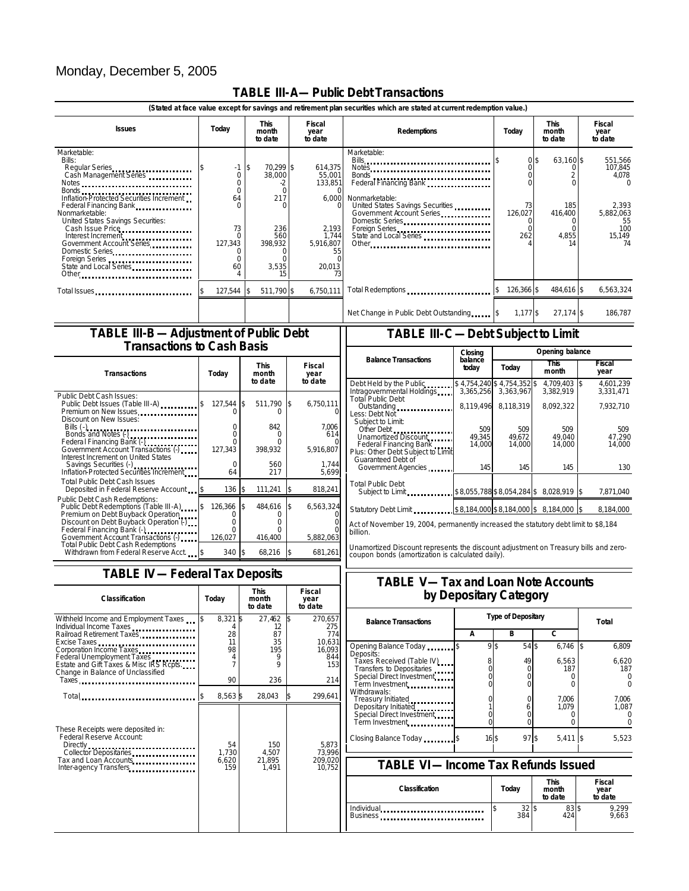Monday, December 5, 2005

## TABLE III-A — Public Debt Transactions

(Stated at face value except for savings and retirement plan securities which are stated at current redemption value.)

| Issues | Today | This month to date | Fiscal year to date | Redemptions | Today | This month to date | Fiscal year to date |
|---|---|---|---|---|---|---|---|
| Marketable: | | | | Marketable: | | | |
| Bills: | | | | Bills | $ 0 | $ 63,160 | $ 551,566 |
| Regular Series | $ -1 | $ 70,299 | $ 614,375 | Notes | 0 | 0 | 107,845 |
| Cash Management Series | 0 | 38,000 | 55,001 | Bonds | 0 | 2 | 4,078 |
| Notes | 0 | -2 | 133,851 | Federal Financing Bank | 0 | 0 | 0 |
| Bonds | 0 | 0 | 0 | | | | |
| Inflation-Protected Securities Increment | 64 | 217 | 6,000 | Nonmarketable: | | | |
| Federal Financing Bank | 0 | 0 | 0 | United States Savings Securities | 73 | 185 | 2,393 |
| Nonmarketable: | | | | Government Account Series | 126,027 | 416,400 | 5,882,063 |
| United States Savings Securities: | | | | Domestic Series | 0 | 0 | 55 |
| Cash Issue Price | 73 | 236 | 2,193 | Foreign Series | 0 | 0 | 100 |
| Interest Increment | 0 | 560 | 1,744 | State and Local Series | 262 | 4,855 | 15,149 |
| Government Account Series | 127,343 | 398,932 | 5,916,807 | Other | 4 | 14 | 74 |
| Domestic Series | 0 | 0 | 55 | | | | |
| Foreign Series | 0 | 0 | 0 | | | | |
| State and Local Series | 60 | 3,535 | 20,013 | | | | |
| Other | 4 | 15 | 73 | | | | |
| Total Issues | $ 127,544 | $ 511,790 | $ 6,750,111 | Total Redemptions | $ 126,366 | $ 484,616 | $ 6,563,324 |
| | | | | Net Change in Public Debt Outstanding | $ 1,177 | $ 27,174 | $ 186,787 |

## TABLE III-B — Adjustment of Public Debt Transactions to Cash Basis

| Transactions | Today | This month to date | Fiscal year to date |
|---|---|---|---|
| Public Debt Cash Issues: | | | |
| Public Debt Issues (Table III-A) | $ 127,544 | $ 511,790 | $ 6,750,111 |
| Premium on New Issues | 0 | 0 | 0 |
| Discount on New Issues: | | | |
| Bills (-) | 0 | 842 | 7,006 |
| Bonds and Notes (-) | 0 | 0 | 614 |
| Federal Financing Bank (-) | 0 | 0 | 0 |
| Government Account Transactions (-) | 127,343 | 398,932 | 5,916,807 |
| Interest Increment on United States Savings Securities (-) | 0 | 560 | 1,744 |
| Inflation-Protected Securities Increment | 64 | 217 | 5,699 |
| Total Public Debt Cash Issues Deposited in Federal Reserve Account | $ 136 | $ 111,241 | $ 818,241 |
| Public Debt Cash Redemptions: | | | |
| Public Debt Redemptions (Table III-A) | $ 126,366 | $ 484,616 | $ 6,563,324 |
| Premium on Debt Buyback Operation | 0 | 0 | 0 |
| Discount on Debt Buyback Operation (-) | 0 | 0 | 0 |
| Federal Financing Bank (-) | 0 | 0 | 0 |
| Government Account Transactions (-) | 126,027 | 416,400 | 5,882,063 |
| Total Public Debt Cash Redemptions Withdrawn from Federal Reserve Acct. | $ 340 | $ 68,216 | $ 681,261 |

## TABLE III-C — Debt Subject to Limit

| Balance Transactions | Closing balance today | Opening balance Today | Opening balance This month | Opening balance Fiscal year |
|---|---|---|---|---|
| Debt Held by the Public | $ 4,754,240 | $ 4,754,352 | $ 4,709,403 | $ 4,601,239 |
| Intragovernmental Holdings | 3,365,256 | 3,363,967 | 3,382,919 | 3,331,471 |
| Total Public Debt Outstanding | 8,119,496 | 8,118,319 | 8,092,322 | 7,932,710 |
| Less: Debt Not Subject to Limit: | | | | |
| Other Debt | 509 | 509 | 509 | 509 |
| Unamortized Discount | 49,345 | 49,672 | 49,040 | 47,290 |
| Federal Financing Bank | 14,000 | 14,000 | 14,000 | 14,000 |
| Plus: Other Debt Subject to Limit Guaranteed Debt of Government Agencies | 145 | 145 | 145 | 130 |
| Total Public Debt Subject to Limit | $ 8,055,788 | $ 8,054,284 | $ 8,028,919 | $ 7,871,040 |
| Statutory Debt Limit | $ 8,184,000 | $ 8,184,000 | $ 8,184,000 | $ 8,184,000 |

Act of November 19, 2004, permanently increased the statutory debt limit to $8,184 billion.

Unamortized Discount represents the discount adjustment on Treasury bills and zero-coupon bonds (amortization is calculated daily).

## TABLE IV — Federal Tax Deposits

| Classification | Today | This month to date | Fiscal year to date |
|---|---|---|---|
| Withheld Income and Employment Taxes | $ 8,321 | $ 27,462 | $ 270,657 |
| Individual Income Taxes | 4 | 12 | 275 |
| Railroad Retirement Taxes | 28 | 87 | 774 |
| Excise Taxes | 11 | 35 | 10,631 |
| Corporation Income Taxes | 98 | 195 | 16,093 |
| Federal Unemployment Taxes | 4 | 9 | 844 |
| Estate and Gift Taxes & Misc IRS Rcpts. | 7 | 9 | 153 |
| Change in Balance of Unclassified Taxes | 90 | 236 | 214 |
| Total | $ 8,563 | $ 28,043 | $ 299,641 |
| These Receipts were deposited in: | | | |
| Federal Reserve Account: | | | |
| Directly | 54 | 150 | 5,873 |
| Collector Depositaries | 1,730 | 4,507 | 73,996 |
| Tax and Loan Accounts | 6,620 | 21,895 | 209,020 |
| Inter-agency Transfers | 159 | 1,491 | 10,752 |

## TABLE V — Tax and Loan Note Accounts by Depositary Category

| Balance Transactions | Type of Depositary A | B | C | Total |
|---|---|---|---|---|
| Opening Balance Today | $ 9 | $ 54 | $ 6,746 | $ 6,809 |
| Deposits: | | | | |
| Taxes Received (Table IV) | 8 | 49 | 6,563 | 6,620 |
| Transfers to Depositaries | 0 | 0 | 187 | 187 |
| Special Direct Investment | 0 | 0 | 0 | 0 |
| Term Investment | 0 | 0 | 0 | 0 |
| Withdrawals: | | | | |
| Treasury Initiated | 0 | 0 | 7,006 | 7,006 |
| Depositary Initiated | 1 | 6 | 1,079 | 1,087 |
| Special Direct Investment | 0 | 0 | 0 | 0 |
| Term Investment | 0 | 0 | 0 | 0 |
| Closing Balance Today | $ 16 | $ 97 | $ 5,411 | $ 5,523 |

## TABLE VI — Income Tax Refunds Issued

| Classification | Today | This month to date | Fiscal year to date |
|---|---|---|---|
| Individual | $ 32 | $ 83 | $ 9,299 |
| Business | 384 | 424 | 9,663 |